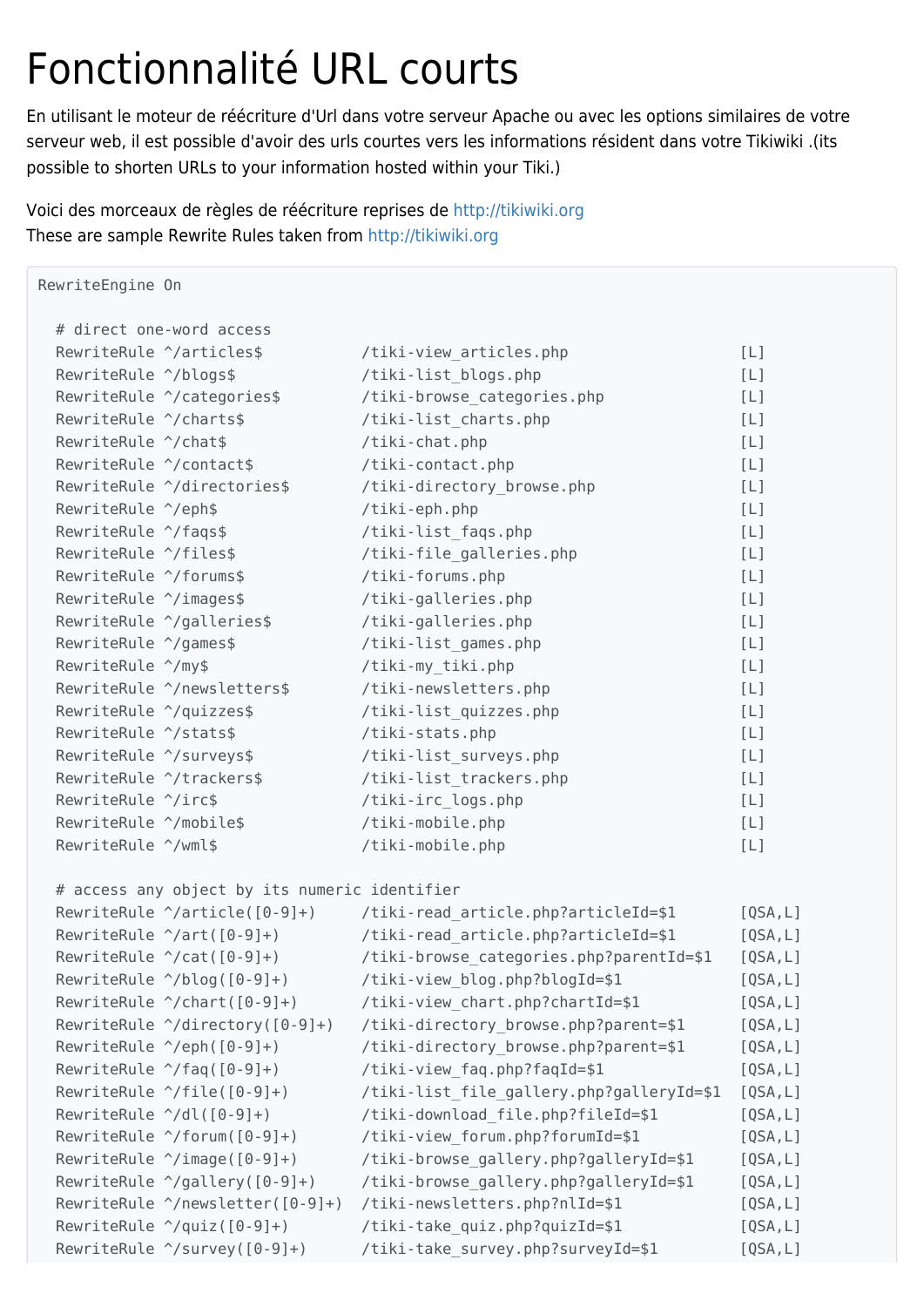# Fonctionnalité URL courts

En utilisant le moteur de réécriture d'Url dans votre serveur Apache ou avec les options similaires de votre serveur web, il est possible d'avoir des urls courtes vers les informations résident dans votre Tikiwiki .(its possible to shorten URLs to your information hosted within your Tiki.)

Voici des morceaux de règles de réécriture reprises de http://tikiwiki.org
These are sample Rewrite Rules taken from http://tikiwiki.org

```
RewriteEngine On

  # direct one-word access
  RewriteRule ^/articles$          /tiki-view_articles.php                 [L]
  RewriteRule ^/blogs$             /tiki-list_blogs.php                    [L]
  RewriteRule ^/categories$        /tiki-browse_categories.php             [L]
  RewriteRule ^/charts$            /tiki-list_charts.php                   [L]
  RewriteRule ^/chat$              /tiki-chat.php                          [L]
  RewriteRule ^/contact$           /tiki-contact.php                       [L]
  RewriteRule ^/directories$       /tiki-directory_browse.php              [L]
  RewriteRule ^/eph$               /tiki-eph.php                           [L]
  RewriteRule ^/faqs$              /tiki-list_faqs.php                     [L]
  RewriteRule ^/files$             /tiki-file_galleries.php                [L]
  RewriteRule ^/forums$            /tiki-forums.php                        [L]
  RewriteRule ^/images$            /tiki-galleries.php                     [L]
  RewriteRule ^/galleries$         /tiki-galleries.php                     [L]
  RewriteRule ^/games$             /tiki-list_games.php                    [L]
  RewriteRule ^/my$                /tiki-my_tiki.php                       [L]
  RewriteRule ^/newsletters$       /tiki-newsletters.php                   [L]
  RewriteRule ^/quizzes$           /tiki-list_quizzes.php                  [L]
  RewriteRule ^/stats$             /tiki-stats.php                         [L]
  RewriteRule ^/surveys$           /tiki-list_surveys.php                  [L]
  RewriteRule ^/trackers$          /tiki-list_trackers.php                 [L]
  RewriteRule ^/irc$               /tiki-irc_logs.php                      [L]
  RewriteRule ^/mobile$            /tiki-mobile.php                        [L]
  RewriteRule ^/wml$               /tiki-mobile.php                        [L]

  # access any object by its numeric identifier
  RewriteRule ^/article([0-9]+)     /tiki-read_article.php?articleId=$1      [QSA,L]
  RewriteRule ^/art([0-9]+)         /tiki-read_article.php?articleId=$1      [QSA,L]
  RewriteRule ^/cat([0-9]+)         /tiki-browse_categories.php?parentId=$1  [QSA,L]
  RewriteRule ^/blog([0-9]+)        /tiki-view_blog.php?blogId=$1            [QSA,L]
  RewriteRule ^/chart([0-9]+)       /tiki-view_chart.php?chartId=$1          [QSA,L]
  RewriteRule ^/directory([0-9]+)   /tiki-directory_browse.php?parent=$1     [QSA,L]
  RewriteRule ^/eph([0-9]+)         /tiki-directory_browse.php?parent=$1     [QSA,L]
  RewriteRule ^/faq([0-9]+)         /tiki-view_faq.php?faqId=$1              [QSA,L]
  RewriteRule ^/file([0-9]+)        /tiki-list_file_gallery.php?galleryId=$1  [QSA,L]
  RewriteRule ^/dl([0-9]+)          /tiki-download_file.php?fileId=$1        [QSA,L]
  RewriteRule ^/forum([0-9]+)       /tiki-view_forum.php?forumId=$1          [QSA,L]
  RewriteRule ^/image([0-9]+)       /tiki-browse_gallery.php?galleryId=$1    [QSA,L]
  RewriteRule ^/gallery([0-9]+)     /tiki-browse_gallery.php?galleryId=$1    [QSA,L]
  RewriteRule ^/newsletter([0-9]+)  /tiki-newsletters.php?nlId=$1            [QSA,L]
  RewriteRule ^/quiz([0-9]+)        /tiki-take_quiz.php?quizId=$1            [QSA,L]
  RewriteRule ^/survey([0-9]+)      /tiki-take_survey.php?surveyId=$1        [QSA,L]
```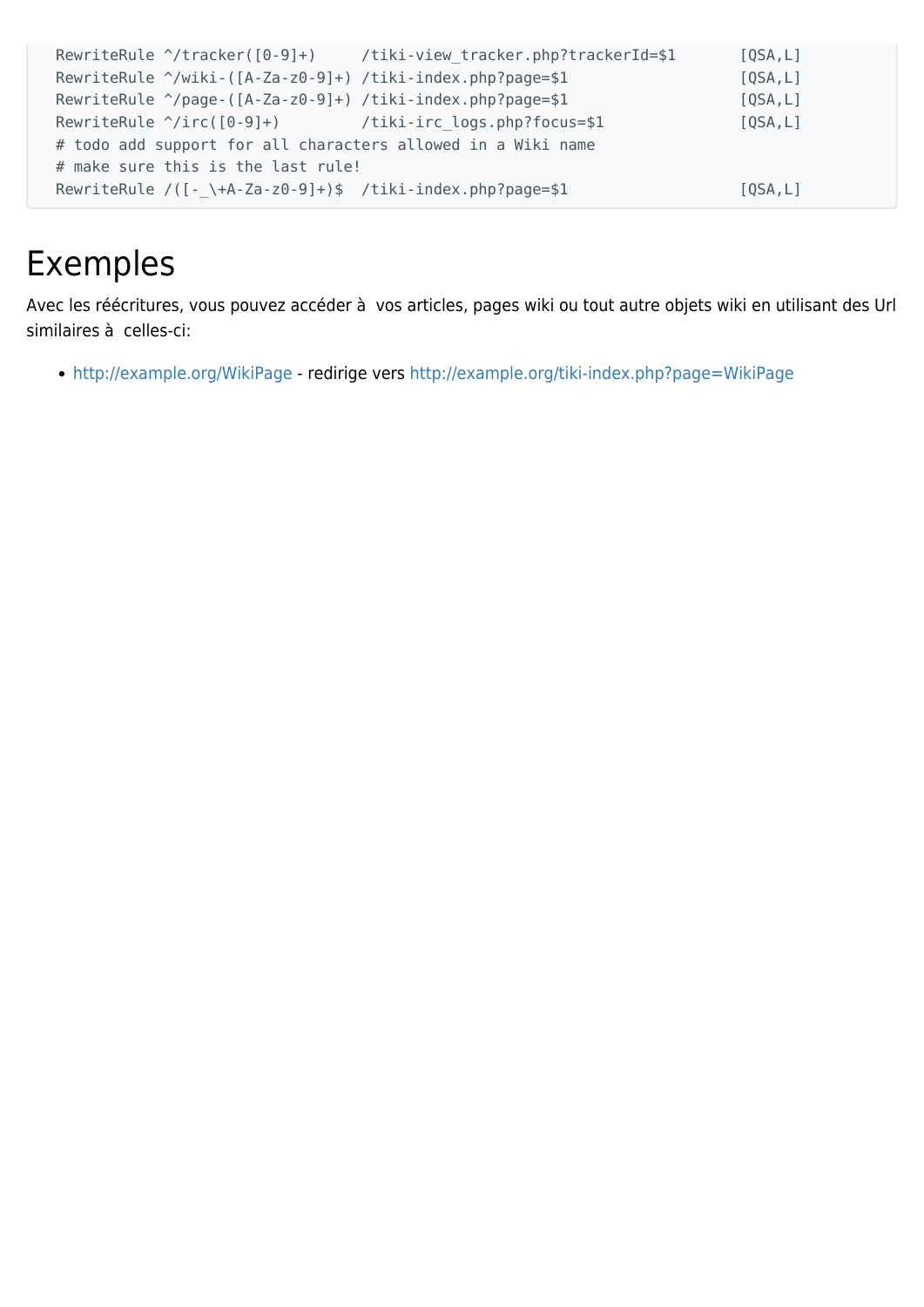```
RewriteRule ^/tracker([0-9]+)     /tiki-view_tracker.php?trackerId=$1       [QSA,L]
RewriteRule ^/wiki-([A-Za-z0-9]+) /tiki-index.php?page=$1                   [QSA,L]
RewriteRule ^/page-([A-Za-z0-9]+) /tiki-index.php?page=$1                   [QSA,L]
RewriteRule ^/irc([0-9]+)         /tiki-irc_logs.php?focus=$1               [QSA,L]
# todo add support for all characters allowed in a Wiki name
# make sure this is the last rule!
RewriteRule /([-_\+A-Za-z0-9]+)$  /tiki-index.php?page=$1                   [QSA,L]
```

# Exemples

Avec les réécritures, vous pouvez accéder à vos articles, pages wiki ou tout autre objets wiki en utilisant des Url similaires à celles-ci:

- http://example.org/WikiPage - redirige vers http://example.org/tiki-index.php?page=WikiPage